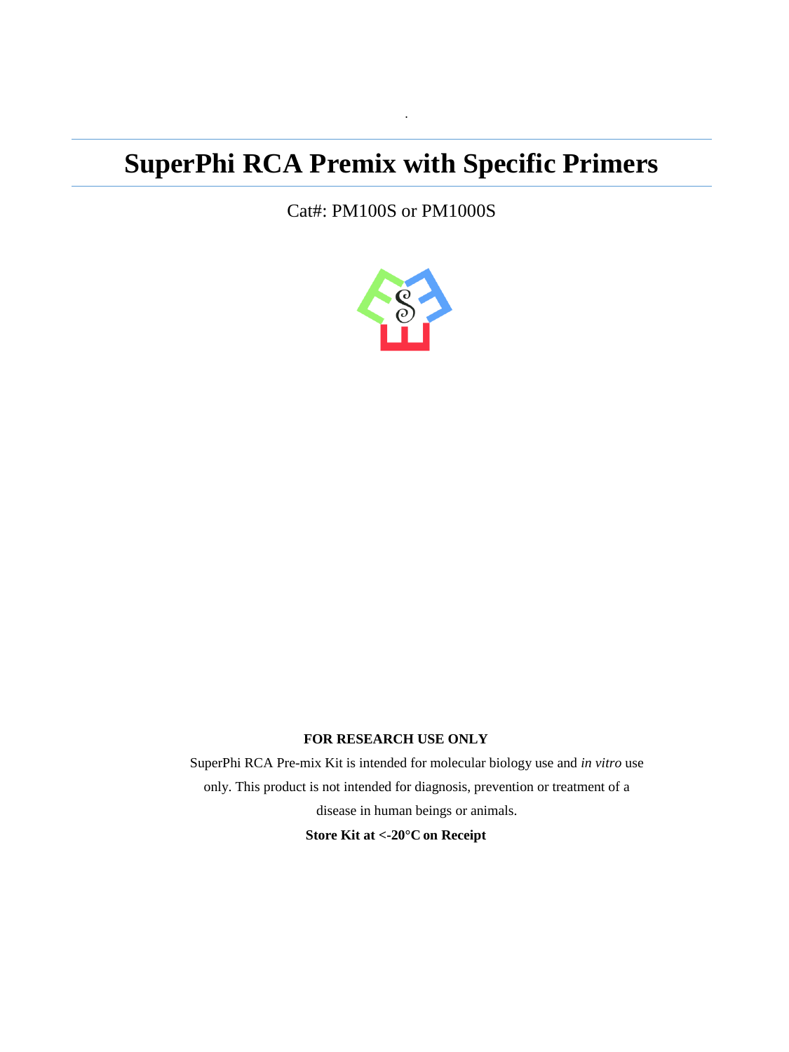# SuperPhi RCA Premix with Specific Primers

Cat#: PM100S or PM1000S

**FOR RESEARCH USE ONLY**

SuperPhi RCA Pre-mix Kit is intended for molecular biology use and *in vitro* use only. This product is not intended for diagnosis, prevention or treatment of a disease in human beings or animals.

**Store Kit at <-20°C on Receipt**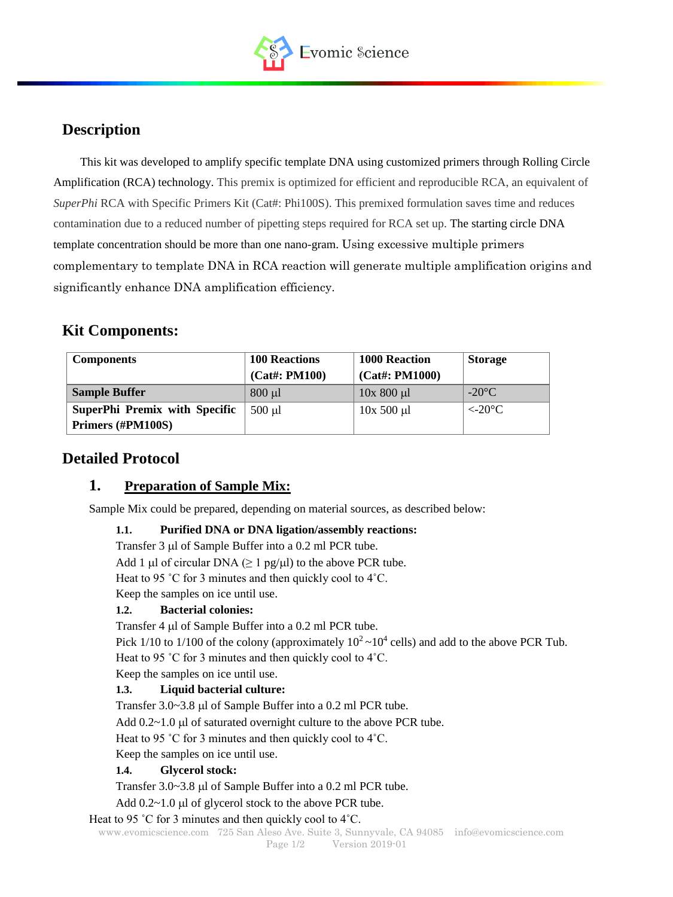## Description

This kit was developed to amplify specific template DNA using customized primers through Rolling Circle Amplification (RCA) technology. This premix is optimized for efficient and reproducible RCA, an equivalent of *SuperPhi* RCA with Specific Primers Kit (Cat#: Phi100S). This premixed formulation saves time and reduces contamination due to a reduced number of pipetting steps required for RCA set up. The starting circle DNA template concentration should be more than one nano-gram. Using excessive multiple primers complementary to template DNA in RCA reaction will generate multiple amplification origins and significantly enhance DNA amplification efficiency.

## Kit Components:

| Components | 100 Reactions (Cat#: PM100) | 1000 Reaction (Cat#: PM1000) | Storage |
|---|---|---|---|
| **Sample Buffer** | 800 µl | 10x 800 µl | -20°C |
| **SuperPhi Premix with Specific Primers (#PM100S)** | 500 µl | 10x 500 µl | <-20°C |

## Detailed Protocol

### 1. Preparation of Sample Mix:

Sample Mix could be prepared, depending on material sources, as described below:

**1.1. Purified DNA or DNA ligation/assembly reactions:**

Transfer 3 µl of Sample Buffer into a 0.2 ml PCR tube.

Add 1 µl of circular DNA (≥ 1 pg/µl) to the above PCR tube.

Heat to 95 ˚C for 3 minutes and then quickly cool to 4˚C.

Keep the samples on ice until use.

**1.2. Bacterial colonies:**

Transfer 4 µl of Sample Buffer into a 0.2 ml PCR tube.

Pick 1/10 to 1/100 of the colony (approximately $10^2$~$10^4$ cells) and add to the above PCR Tub.

Heat to 95 ˚C for 3 minutes and then quickly cool to 4˚C.

Keep the samples on ice until use.

**1.3. Liquid bacterial culture:**

Transfer 3.0~3.8 µl of Sample Buffer into a 0.2 ml PCR tube.

Add 0.2~1.0 µl of saturated overnight culture to the above PCR tube.

Heat to 95 ˚C for 3 minutes and then quickly cool to 4˚C.

Keep the samples on ice until use.

**1.4. Glycerol stock:**

Transfer 3.0~3.8 µl of Sample Buffer into a 0.2 ml PCR tube.

Add 0.2~1.0 µl of glycerol stock to the above PCR tube.

Heat to 95 ˚C for 3 minutes and then quickly cool to 4˚C.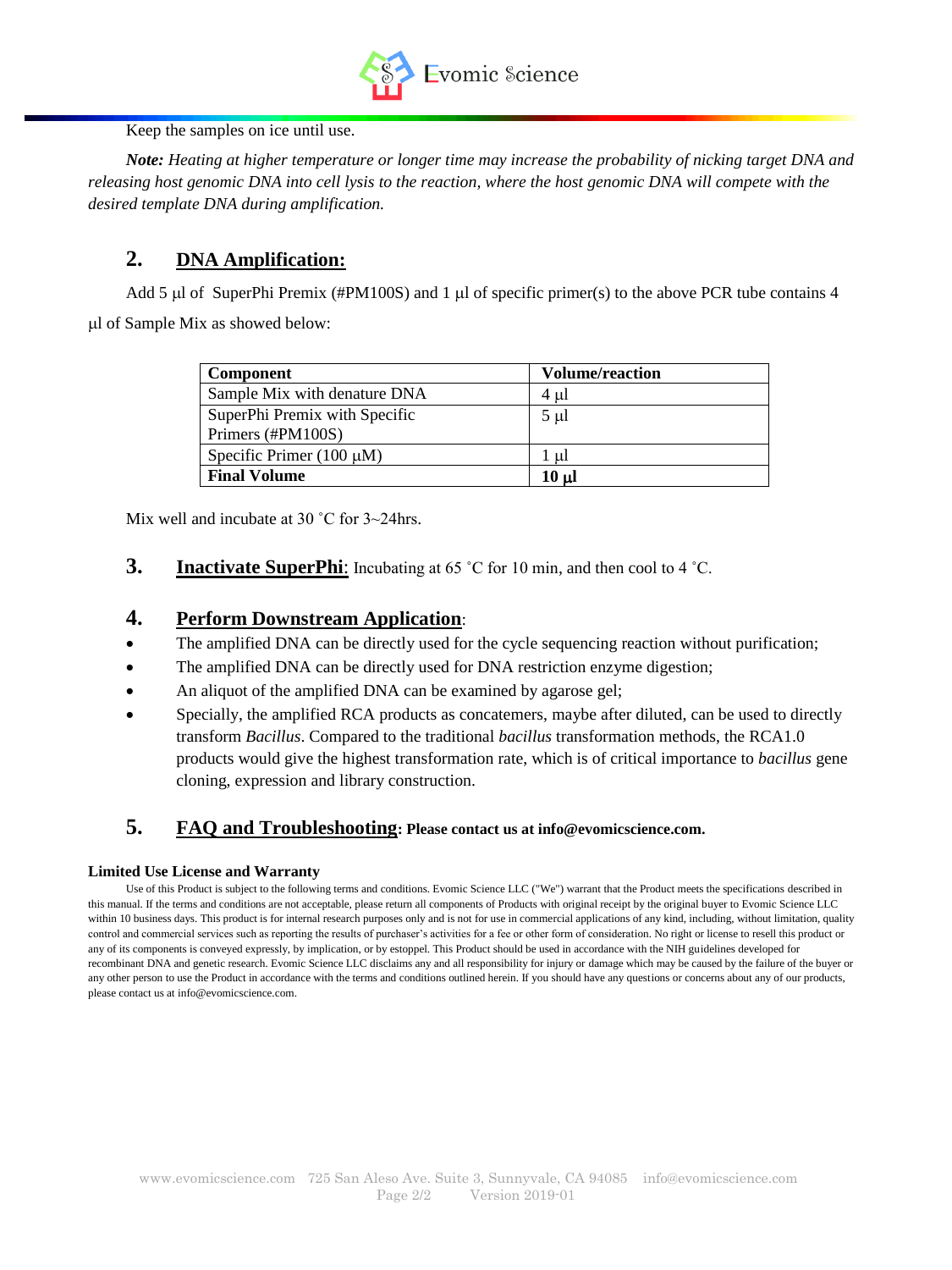Keep the samples on ice until use.

***Note:*** *Heating at higher temperature or longer time may increase the probability of nicking target DNA and releasing host genomic DNA into cell lysis to the reaction, where the host genomic DNA will compete with the desired template DNA during amplification.*

## 2. DNA Amplification:

Add 5 μl of SuperPhi Premix (#PM100S) and 1 μl of specific primer(s) to the above PCR tube contains 4 μl of Sample Mix as showed below:

| Component | Volume/reaction |
|---|---|
| Sample Mix with denature DNA | 4 μl |
| SuperPhi Premix with Specific Primers (#PM100S) | 5 μl |
| Specific Primer (100 μM) | 1 μl |
| **Final Volume** | **10 μl** |

Mix well and incubate at 30 ˚C for 3~24hrs.

## 3. Inactivate SuperPhi: Incubating at 65 ˚C for 10 min, and then cool to 4 ˚C.

## 4. Perform Downstream Application:

- The amplified DNA can be directly used for the cycle sequencing reaction without purification;
- The amplified DNA can be directly used for DNA restriction enzyme digestion;
- An aliquot of the amplified DNA can be examined by agarose gel;
- Specially, the amplified RCA products as concatemers, maybe after diluted, can be used to directly transform *Bacillus*. Compared to the traditional *bacillus* transformation methods, the RCA1.0 products would give the highest transformation rate, which is of critical importance to *bacillus* gene cloning, expression and library construction.

## 5. FAQ and Troubleshooting: **Please contact us at info@evomicscience.com.**

**Limited Use License and Warranty**

Use of this Product is subject to the following terms and conditions. Evomic Science LLC ("We") warrant that the Product meets the specifications described in this manual. If the terms and conditions are not acceptable, please return all components of Products with original receipt by the original buyer to Evomic Science LLC within 10 business days. This product is for internal research purposes only and is not for use in commercial applications of any kind, including, without limitation, quality control and commercial services such as reporting the results of purchaser's activities for a fee or other form of consideration. No right or license to resell this product or any of its components is conveyed expressly, by implication, or by estoppel. This Product should be used in accordance with the NIH guidelines developed for recombinant DNA and genetic research. Evomic Science LLC disclaims any and all responsibility for injury or damage which may be caused by the failure of the buyer or any other person to use the Product in accordance with the terms and conditions outlined herein. If you should have any questions or concerns about any of our products, please contact us at info@evomicscience.com.